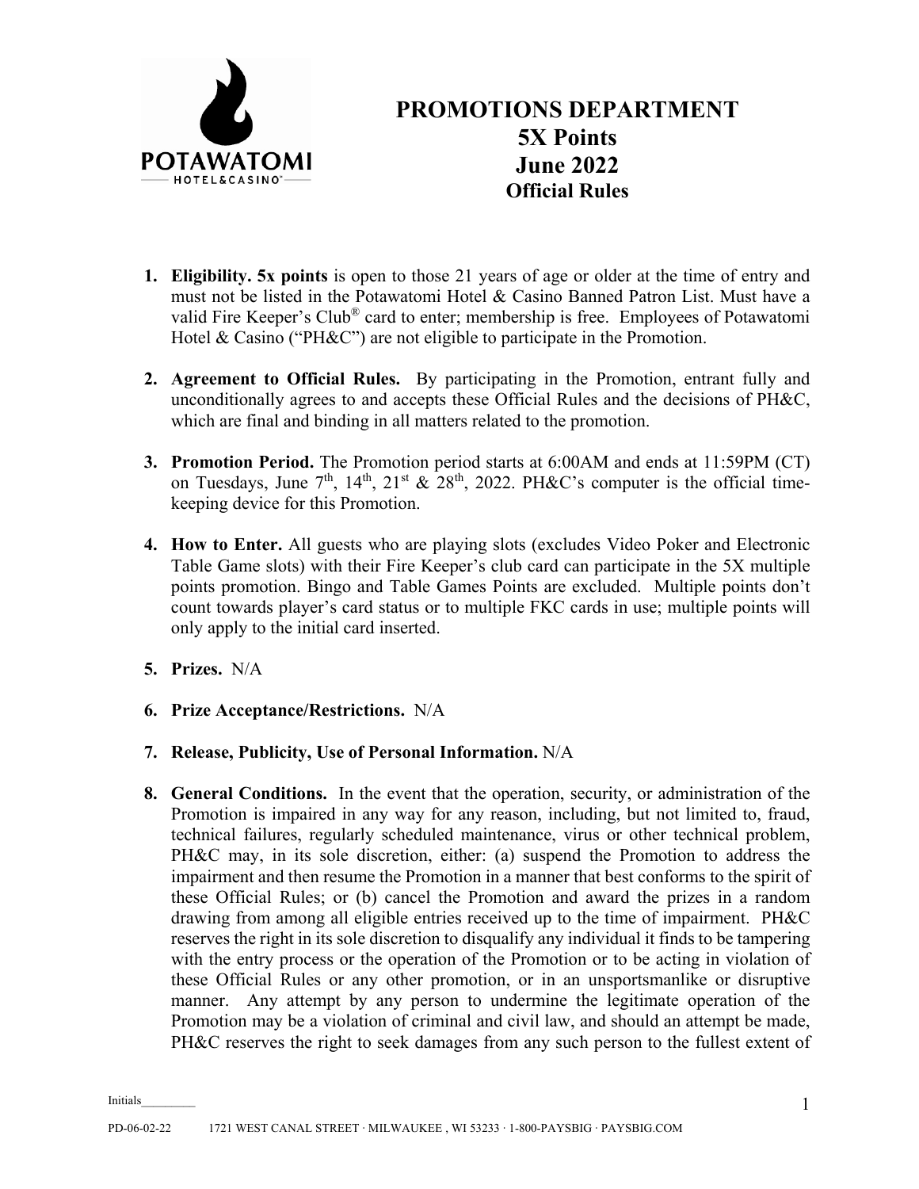# PROMOTIONS DEPARTMENT
# 5X Points
# June 2022
## Official Rules

1. **Eligibility. 5x points** is open to those 21 years of age or older at the time of entry and must not be listed in the Potawatomi Hotel & Casino Banned Patron List. Must have a valid Fire Keeper's Club® card to enter; membership is free. Employees of Potawatomi Hotel & Casino ("PH&C") are not eligible to participate in the Promotion.

2. **Agreement to Official Rules.** By participating in the Promotion, entrant fully and unconditionally agrees to and accepts these Official Rules and the decisions of PH&C, which are final and binding in all matters related to the promotion.

3. **Promotion Period.** The Promotion period starts at 6:00AM and ends at 11:59PM (CT) on Tuesdays, June 7th, 14th, 21st & 28th, 2022. PH&C's computer is the official time-keeping device for this Promotion.

4. **How to Enter.** All guests who are playing slots (excludes Video Poker and Electronic Table Game slots) with their Fire Keeper's club card can participate in the 5X multiple points promotion. Bingo and Table Games Points are excluded. Multiple points don't count towards player's card status or to multiple FKC cards in use; multiple points will only apply to the initial card inserted.

5. **Prizes.** N/A

6. **Prize Acceptance/Restrictions.** N/A

7. **Release, Publicity, Use of Personal Information.** N/A

8. **General Conditions.** In the event that the operation, security, or administration of the Promotion is impaired in any way for any reason, including, but not limited to, fraud, technical failures, regularly scheduled maintenance, virus or other technical problem, PH&C may, in its sole discretion, either: (a) suspend the Promotion to address the impairment and then resume the Promotion in a manner that best conforms to the spirit of these Official Rules; or (b) cancel the Promotion and award the prizes in a random drawing from among all eligible entries received up to the time of impairment. PH&C reserves the right in its sole discretion to disqualify any individual it finds to be tampering with the entry process or the operation of the Promotion or to be acting in violation of these Official Rules or any other promotion, or in an unsportsmanlike or disruptive manner. Any attempt by any person to undermine the legitimate operation of the Promotion may be a violation of criminal and civil law, and should an attempt be made, PH&C reserves the right to seek damages from any such person to the fullest extent of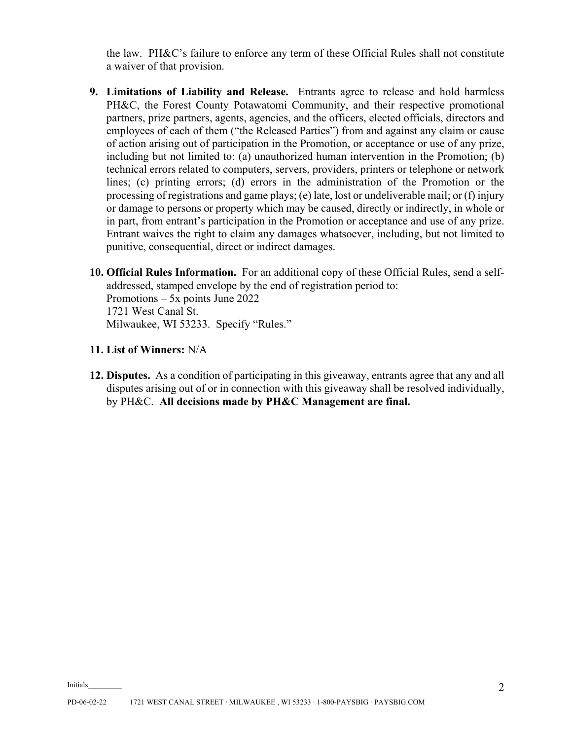the law. PH&C's failure to enforce any term of these Official Rules shall not constitute a waiver of that provision.

9. **Limitations of Liability and Release.** Entrants agree to release and hold harmless PH&C, the Forest County Potawatomi Community, and their respective promotional partners, prize partners, agents, agencies, and the officers, elected officials, directors and employees of each of them ("the Released Parties") from and against any claim or cause of action arising out of participation in the Promotion, or acceptance or use of any prize, including but not limited to: (a) unauthorized human intervention in the Promotion; (b) technical errors related to computers, servers, providers, printers or telephone or network lines; (c) printing errors; (d) errors in the administration of the Promotion or the processing of registrations and game plays; (e) late, lost or undeliverable mail; or (f) injury or damage to persons or property which may be caused, directly or indirectly, in whole or in part, from entrant's participation in the Promotion or acceptance and use of any prize. Entrant waives the right to claim any damages whatsoever, including, but not limited to punitive, consequential, direct or indirect damages.

10. **Official Rules Information.** For an additional copy of these Official Rules, send a self-addressed, stamped envelope by the end of registration period to:
    Promotions – 5x points June 2022
    1721 West Canal St.
    Milwaukee, WI 53233. Specify "Rules."

11. **List of Winners:** N/A

12. **Disputes.** As a condition of participating in this giveaway, entrants agree that any and all disputes arising out of or in connection with this giveaway shall be resolved individually, by PH&C. **All decisions made by PH&C Management are final.**

Initials_________

PD-06-02-22 1721 WEST CANAL STREET · MILWAUKEE , WI 53233 · 1-800-PAYSBIG · PAYSBIG.COM